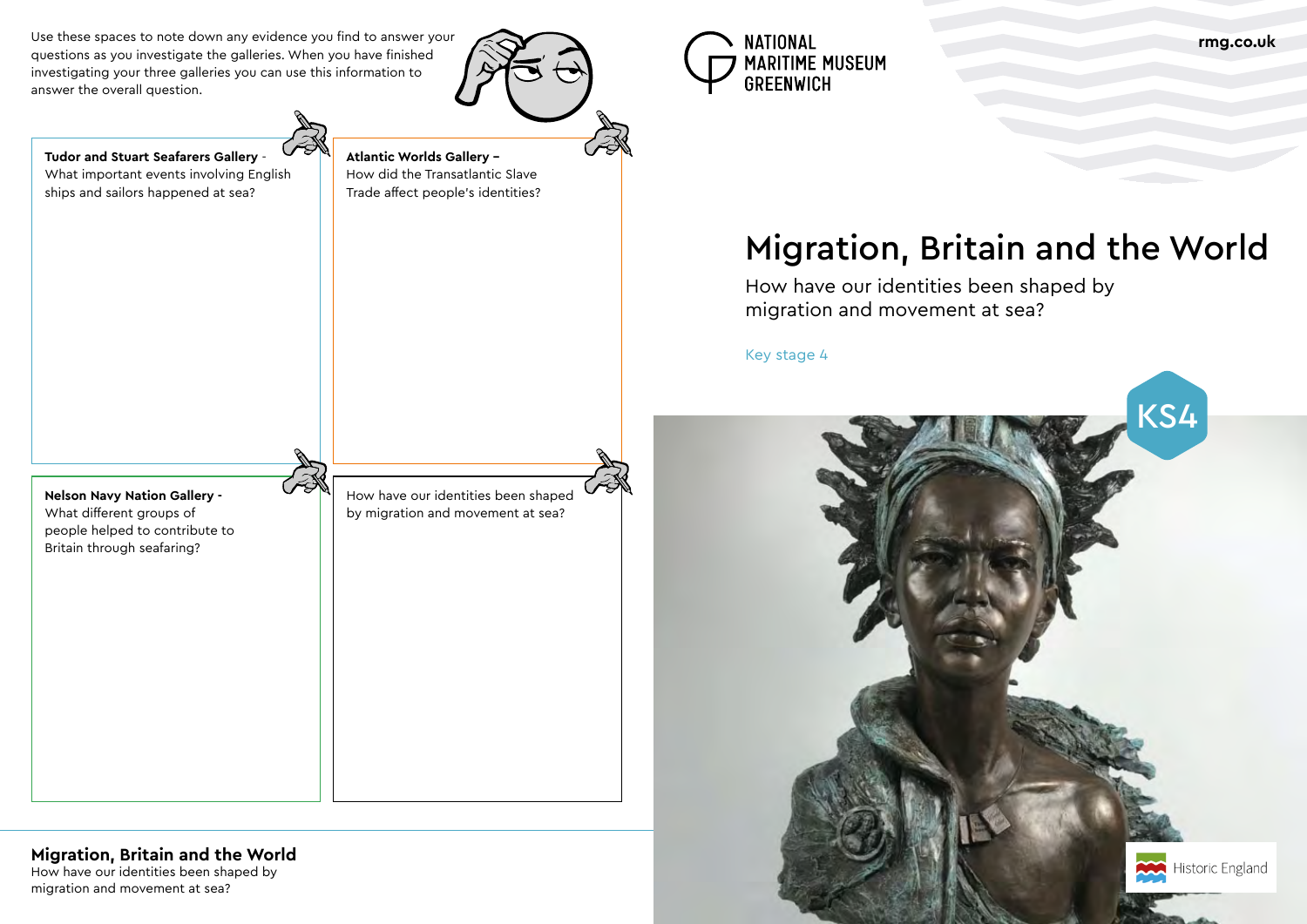Use these spaces to note down any evidence you find to answer your questions as you investigate the galleries. When you have finished investigating your three galleries you can use this information to answer the overall question.

**Tudor and Stuart Seafarers Gallery** - What important events involving English ships and sailors happened at sea?

**Atlantic Worlds Gallery** – How did the Transatlantic Slave Trade affect people's identities?

**Nelson Navy Nation Gallery** - What different groups of people helped to contribute to Britain through seafaring?

How have our identities been shaped by migration and movement at sea?

**Migration, Britain and the World**
How have our identities been shaped by migration and movement at sea?

NATIONAL MARITIME MUSEUM GREENWICH

rmg.co.uk

# Migration, Britain and the World

How have our identities been shaped by migration and movement at sea?

Key stage 4

KS4

Historic England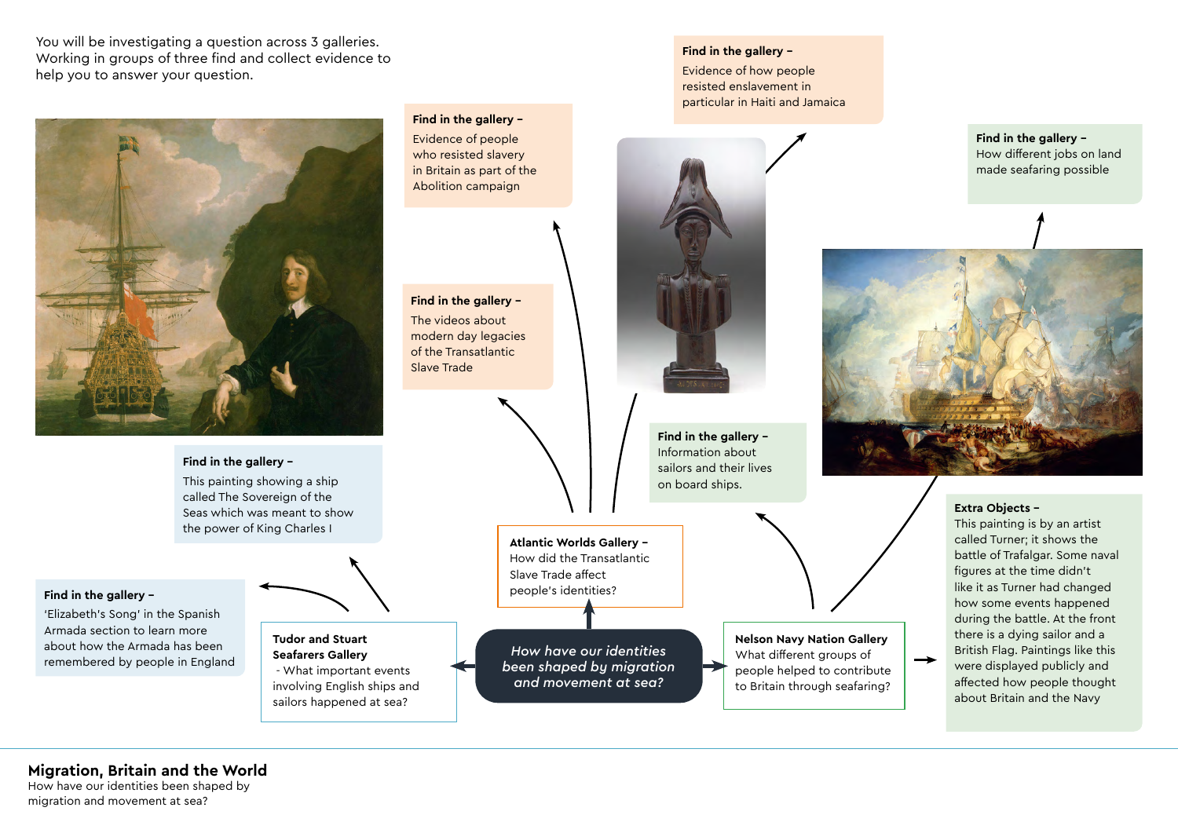You will be investigating a question across 3 galleries. Working in groups of three find and collect evidence to help you to answer your question.

*How have our identities been shaped by migration and movement at sea?*

**Tudor and Stuart Seafarers Gallery**
- What important events involving English ships and sailors happened at sea?

**Find in the gallery –**
This painting showing a ship called The Sovereign of the Seas which was meant to show the power of King Charles I

**Find in the gallery –**
'Elizabeth's Song' in the Spanish Armada section to learn more about how the Armada has been remembered by people in England

**Atlantic Worlds Gallery –**
How did the Transatlantic Slave Trade affect people's identities?

**Find in the gallery –**
The videos about modern day legacies of the Transatlantic Slave Trade

**Find in the gallery –**
Evidence of people who resisted slavery in Britain as part of the Abolition campaign

**Find in the gallery –**
Evidence of how people resisted enslavement in particular in Haiti and Jamaica

**Nelson Navy Nation Gallery**
What different groups of people helped to contribute to Britain through seafaring?

**Find in the gallery –**
Information about sailors and their lives on board ships.

**Find in the gallery –**
How different jobs on land made seafaring possible

**Extra Objects –**
This painting is by an artist called Turner; it shows the battle of Trafalgar. Some naval figures at the time didn't like it as Turner had changed how some events happened during the battle. At the front there is a dying sailor and a British Flag. Paintings like this were displayed publicly and affected how people thought about Britain and the Navy

## Migration, Britain and the World
How have our identities been shaped by migration and movement at sea?